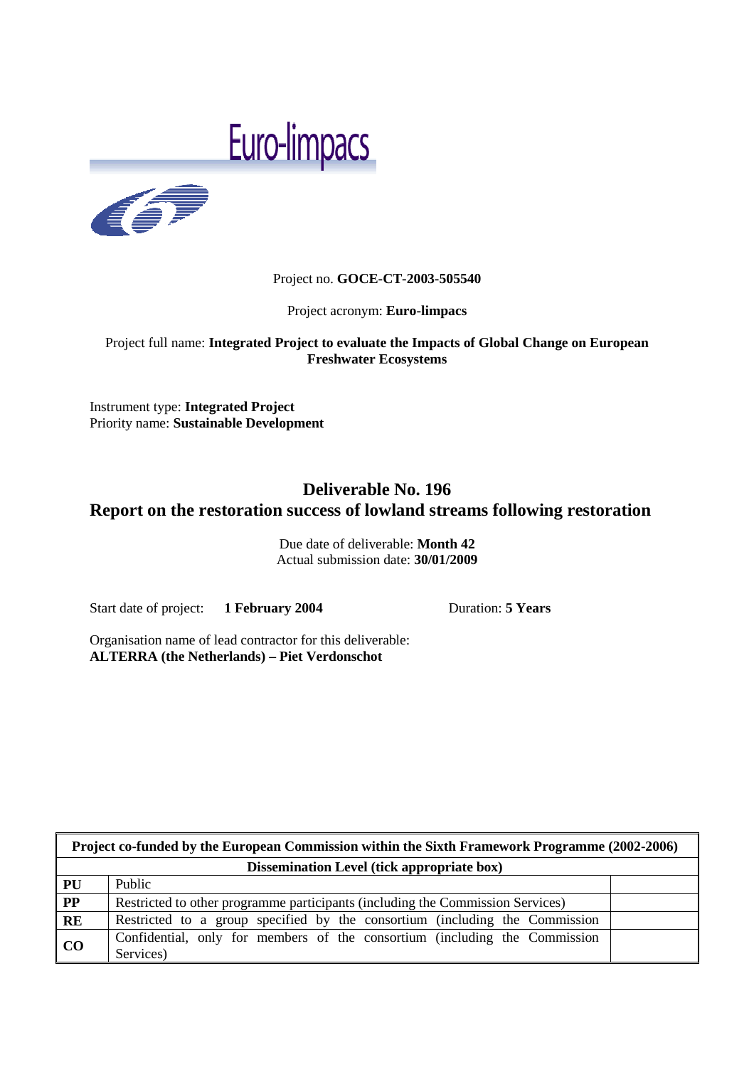# Euro-limpacs

Project no. **GOCE-CT-2003-505540**

Project acronym: **Euro-limpacs**

Project full name: **Integrated Project to evaluate the Impacts of Global Change on European Freshwater Ecosystems**

Instrument type: **Integrated Project**
Priority name: **Sustainable Development**

## Deliverable No. 196
## Report on the restoration success of lowland streams following restoration

Due date of deliverable: **Month 42**
Actual submission date: **30/01/2009**

Start date of project: **1 February 2004** Duration: **5 Years**

Organisation name of lead contractor for this deliverable:
**ALTERRA (the Netherlands) – Piet Verdonschot**

| **Project co-funded by the European Commission within the Sixth Framework Programme (2002-2006)** | | |
|---|---|---|
| **Dissemination Level (tick appropriate box)** | | |
| **PU** | Public | |
| **PP** | Restricted to other programme participants (including the Commission Services) | |
| **RE** | Restricted to a group specified by the consortium (including the Commission | |
| **CO** | Confidential, only for members of the consortium (including the Commission Services) | |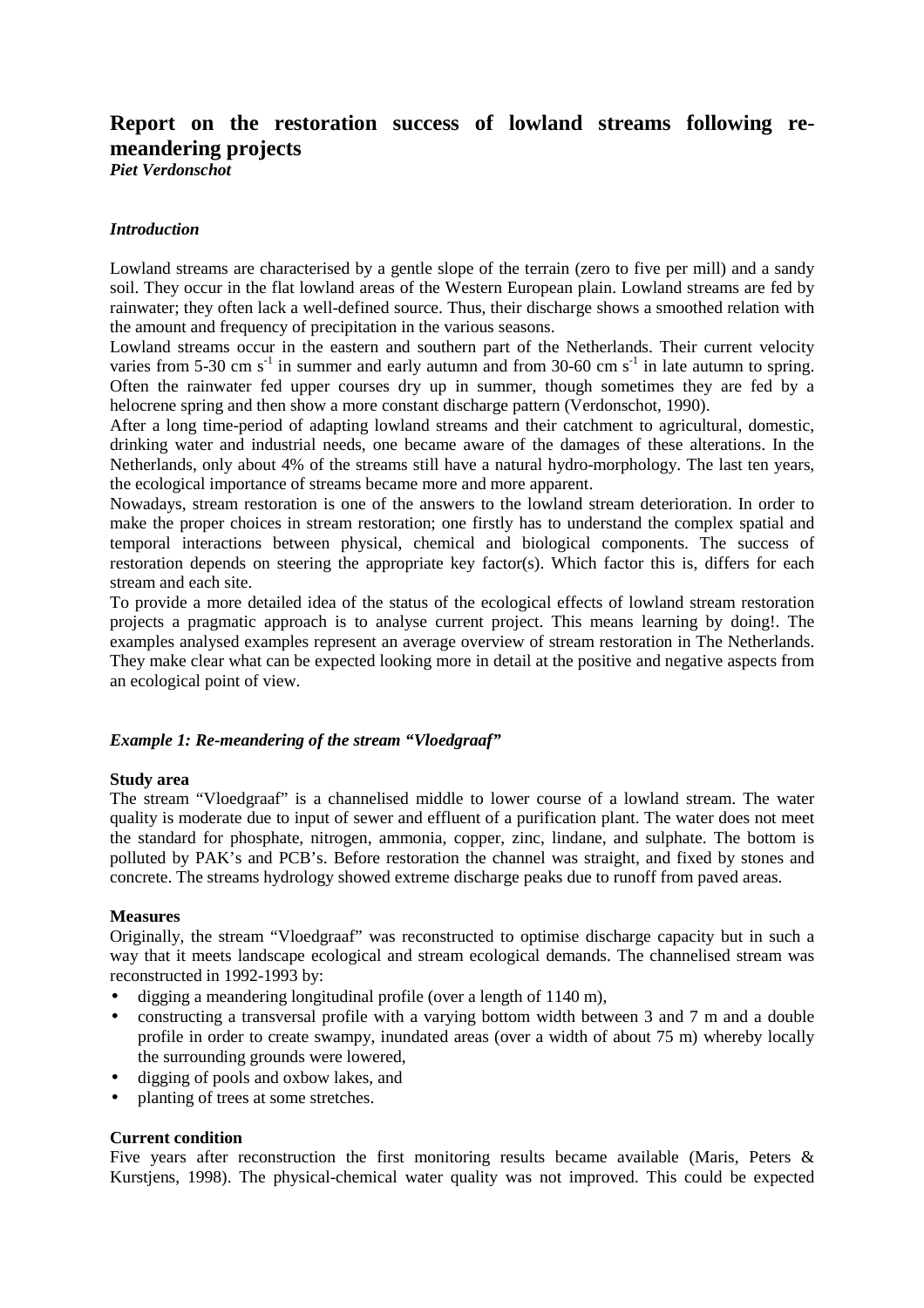# Report on the restoration success of lowland streams following re-meandering projects

***Piet Verdonschot***

### *Introduction*

Lowland streams are characterised by a gentle slope of the terrain (zero to five per mill) and a sandy soil. They occur in the flat lowland areas of the Western European plain. Lowland streams are fed by rainwater; they often lack a well-defined source. Thus, their discharge shows a smoothed relation with the amount and frequency of precipitation in the various seasons.

Lowland streams occur in the eastern and southern part of the Netherlands. Their current velocity varies from 5-30 cm $s^{-1}$ in summer and early autumn and from 30-60 cm $s^{-1}$ in late autumn to spring. Often the rainwater fed upper courses dry up in summer, though sometimes they are fed by a helocrene spring and then show a more constant discharge pattern (Verdonschot, 1990).

After a long time-period of adapting lowland streams and their catchment to agricultural, domestic, drinking water and industrial needs, one became aware of the damages of these alterations. In the Netherlands, only about 4% of the streams still have a natural hydro-morphology. The last ten years, the ecological importance of streams became more and more apparent.

Nowadays, stream restoration is one of the answers to the lowland stream deterioration. In order to make the proper choices in stream restoration; one firstly has to understand the complex spatial and temporal interactions between physical, chemical and biological components. The success of restoration depends on steering the appropriate key factor(s). Which factor this is, differs for each stream and each site.

To provide a more detailed idea of the status of the ecological effects of lowland stream restoration projects a pragmatic approach is to analyse current project. This means learning by doing!. The examples analysed examples represent an average overview of stream restoration in The Netherlands. They make clear what can be expected looking more in detail at the positive and negative aspects from an ecological point of view.

### *Example 1: Re-meandering of the stream "Vloedgraaf"*

**Study area**

The stream "Vloedgraaf" is a channelised middle to lower course of a lowland stream. The water quality is moderate due to input of sewer and effluent of a purification plant. The water does not meet the standard for phosphate, nitrogen, ammonia, copper, zinc, lindane, and sulphate. The bottom is polluted by PAK's and PCB's. Before restoration the channel was straight, and fixed by stones and concrete. The streams hydrology showed extreme discharge peaks due to runoff from paved areas.

**Measures**

Originally, the stream "Vloedgraaf" was reconstructed to optimise discharge capacity but in such a way that it meets landscape ecological and stream ecological demands. The channelised stream was reconstructed in 1992-1993 by:

- digging a meandering longitudinal profile (over a length of 1140 m),
- constructing a transversal profile with a varying bottom width between 3 and 7 m and a double profile in order to create swampy, inundated areas (over a width of about 75 m) whereby locally the surrounding grounds were lowered,
- digging of pools and oxbow lakes, and
- planting of trees at some stretches.

**Current condition**

Five years after reconstruction the first monitoring results became available (Maris, Peters & Kurstjens, 1998). The physical-chemical water quality was not improved. This could be expected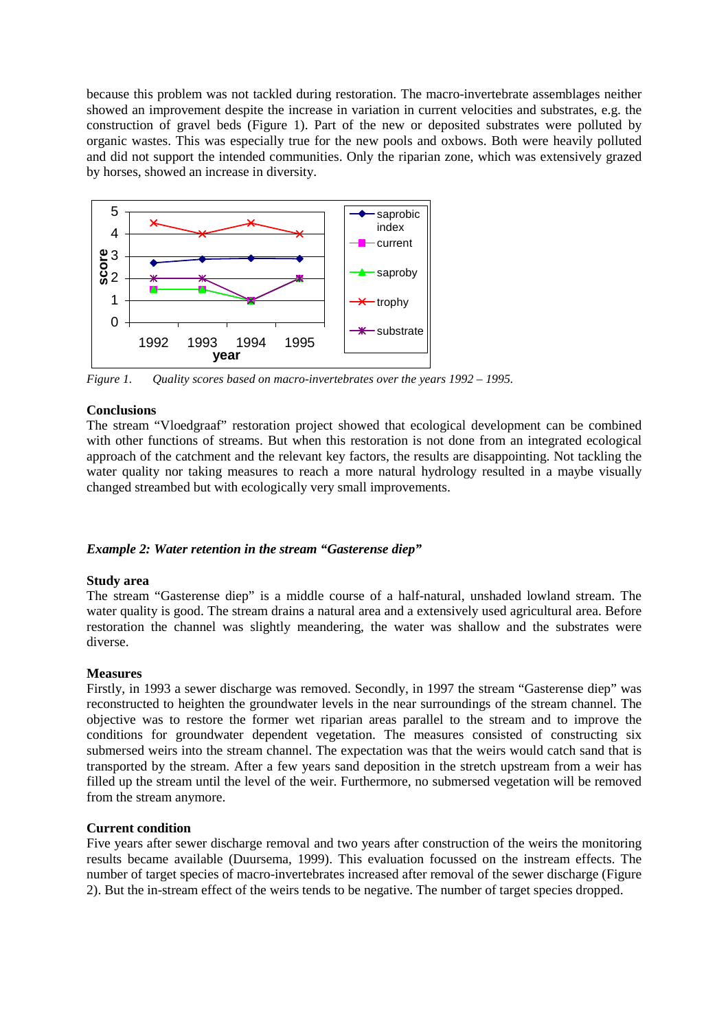because this problem was not tackled during restoration. The macro-invertebrate assemblages neither showed an improvement despite the increase in variation in current velocities and substrates, e.g. the construction of gravel beds (Figure 1). Part of the new or deposited substrates were polluted by organic wastes. This was especially true for the new pools and oxbows. Both were heavily polluted and did not support the intended communities. Only the riparian zone, which was extensively grazed by horses, showed an increase in diversity.

*Figure 1. Quality scores based on macro-invertebrates over the years 1992 – 1995.*

**Conclusions**

The stream "Vloedgraaf" restoration project showed that ecological development can be combined with other functions of streams. But when this restoration is not done from an integrated ecological approach of the catchment and the relevant key factors, the results are disappointing. Not tackling the water quality nor taking measures to reach a more natural hydrology resulted in a maybe visually changed streambed but with ecologically very small improvements.

### *Example 2: Water retention in the stream "Gasterense diep"*

**Study area**

The stream "Gasterense diep" is a middle course of a half-natural, unshaded lowland stream. The water quality is good. The stream drains a natural area and a extensively used agricultural area. Before restoration the channel was slightly meandering, the water was shallow and the substrates were diverse.

**Measures**

Firstly, in 1993 a sewer discharge was removed. Secondly, in 1997 the stream "Gasterense diep" was reconstructed to heighten the groundwater levels in the near surroundings of the stream channel. The objective was to restore the former wet riparian areas parallel to the stream and to improve the conditions for groundwater dependent vegetation. The measures consisted of constructing six submersed weirs into the stream channel. The expectation was that the weirs would catch sand that is transported by the stream. After a few years sand deposition in the stretch upstream from a weir has filled up the stream until the level of the weir. Furthermore, no submersed vegetation will be removed from the stream anymore.

**Current condition**

Five years after sewer discharge removal and two years after construction of the weirs the monitoring results became available (Duursema, 1999). This evaluation focussed on the instream effects. The number of target species of macro-invertebrates increased after removal of the sewer discharge (Figure 2). But the in-stream effect of the weirs tends to be negative. The number of target species dropped.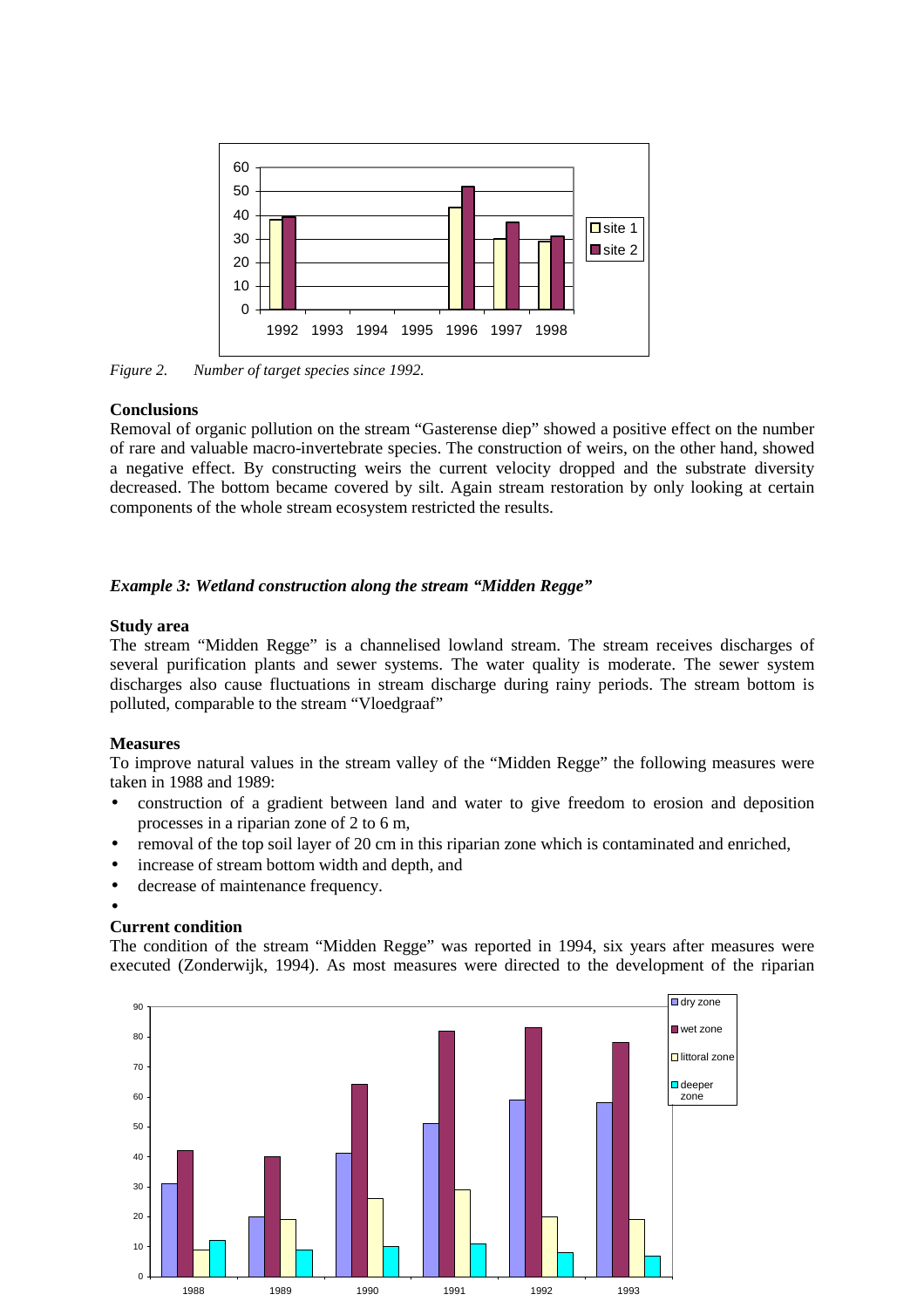*Figure 2. Number of target species since 1992.*

**Conclusions**

Removal of organic pollution on the stream "Gasterense diep" showed a positive effect on the number of rare and valuable macro-invertebrate species. The construction of weirs, on the other hand, showed a negative effect. By constructing weirs the current velocity dropped and the substrate diversity decreased. The bottom became covered by silt. Again stream restoration by only looking at certain components of the whole stream ecosystem restricted the results.

### *Example 3: Wetland construction along the stream "Midden Regge"*

**Study area**

The stream "Midden Regge" is a channelised lowland stream. The stream receives discharges of several purification plants and sewer systems. The water quality is moderate. The sewer system discharges also cause fluctuations in stream discharge during rainy periods. The stream bottom is polluted, comparable to the stream "Vloedgraaf"

**Measures**

To improve natural values in the stream valley of the "Midden Regge" the following measures were taken in 1988 and 1989:

- construction of a gradient between land and water to give freedom to erosion and deposition processes in a riparian zone of 2 to 6 m,
- removal of the top soil layer of 20 cm in this riparian zone which is contaminated and enriched,
- increase of stream bottom width and depth, and
- decrease of maintenance frequency.

**Current condition**

The condition of the stream "Midden Regge" was reported in 1994, six years after measures were executed (Zonderwijk, 1994). As most measures were directed to the development of the riparian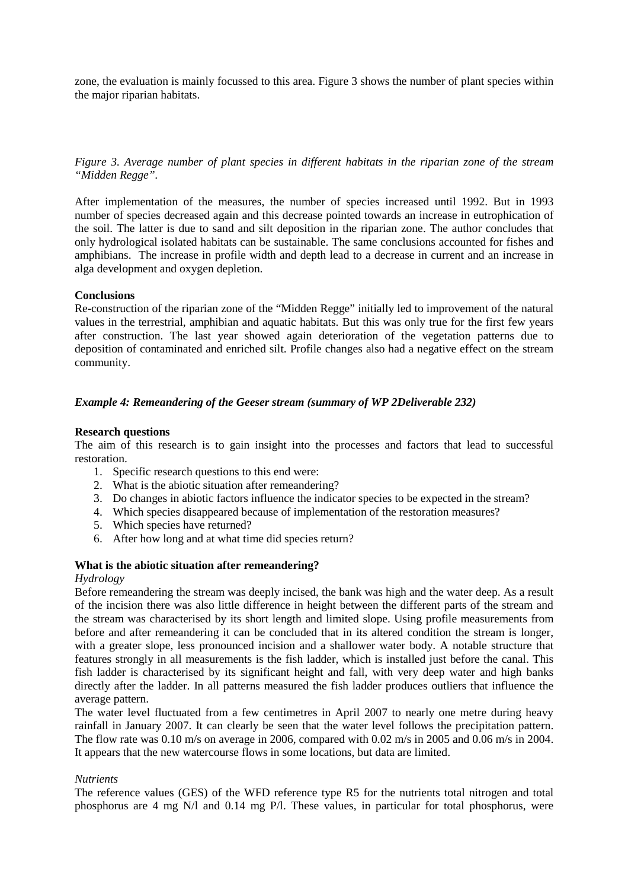zone, the evaluation is mainly focussed to this area. Figure 3 shows the number of plant species within the major riparian habitats.

*Figure 3. Average number of plant species in different habitats in the riparian zone of the stream "Midden Regge".*

After implementation of the measures, the number of species increased until 1992. But in 1993 number of species decreased again and this decrease pointed towards an increase in eutrophication of the soil. The latter is due to sand and silt deposition in the riparian zone. The author concludes that only hydrological isolated habitats can be sustainable. The same conclusions accounted for fishes and amphibians. The increase in profile width and depth lead to a decrease in current and an increase in alga development and oxygen depletion.

**Conclusions**

Re-construction of the riparian zone of the "Midden Regge" initially led to improvement of the natural values in the terrestrial, amphibian and aquatic habitats. But this was only true for the first few years after construction. The last year showed again deterioration of the vegetation patterns due to deposition of contaminated and enriched silt. Profile changes also had a negative effect on the stream community.

***Example 4: Remeandering of the Geeser stream (summary of WP 2Deliverable 232)***

**Research questions**

The aim of this research is to gain insight into the processes and factors that lead to successful restoration.

1. Specific research questions to this end were:
2. What is the abiotic situation after remeandering?
3. Do changes in abiotic factors influence the indicator species to be expected in the stream?
4. Which species disappeared because of implementation of the restoration measures?
5. Which species have returned?
6. After how long and at what time did species return?

**What is the abiotic situation after remeandering?**

*Hydrology*

Before remeandering the stream was deeply incised, the bank was high and the water deep. As a result of the incision there was also little difference in height between the different parts of the stream and the stream was characterised by its short length and limited slope. Using profile measurements from before and after remeandering it can be concluded that in its altered condition the stream is longer, with a greater slope, less pronounced incision and a shallower water body. A notable structure that features strongly in all measurements is the fish ladder, which is installed just before the canal. This fish ladder is characterised by its significant height and fall, with very deep water and high banks directly after the ladder. In all patterns measured the fish ladder produces outliers that influence the average pattern.

The water level fluctuated from a few centimetres in April 2007 to nearly one metre during heavy rainfall in January 2007. It can clearly be seen that the water level follows the precipitation pattern. The flow rate was 0.10 m/s on average in 2006, compared with 0.02 m/s in 2005 and 0.06 m/s in 2004. It appears that the new watercourse flows in some locations, but data are limited.

*Nutrients*

The reference values (GES) of the WFD reference type R5 for the nutrients total nitrogen and total phosphorus are 4 mg N/l and 0.14 mg P/l. These values, in particular for total phosphorus, were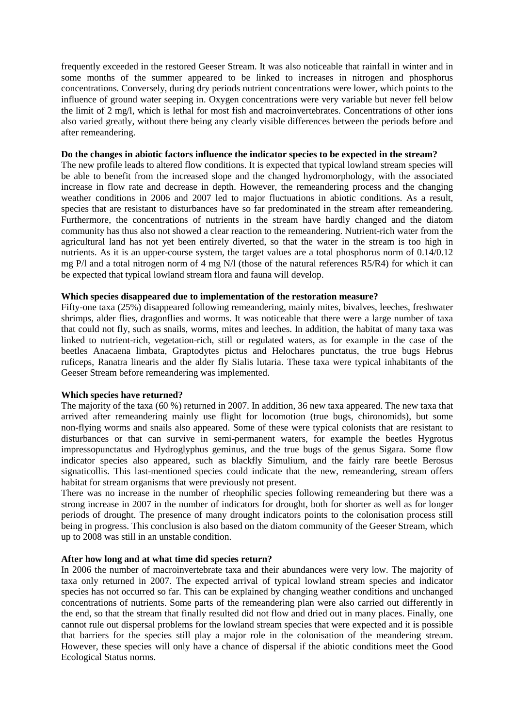frequently exceeded in the restored Geeser Stream. It was also noticeable that rainfall in winter and in some months of the summer appeared to be linked to increases in nitrogen and phosphorus concentrations. Conversely, during dry periods nutrient concentrations were lower, which points to the influence of ground water seeping in. Oxygen concentrations were very variable but never fell below the limit of 2 mg/l, which is lethal for most fish and macroinvertebrates. Concentrations of other ions also varied greatly, without there being any clearly visible differences between the periods before and after remeandering.

**Do the changes in abiotic factors influence the indicator species to be expected in the stream?**

The new profile leads to altered flow conditions. It is expected that typical lowland stream species will be able to benefit from the increased slope and the changed hydromorphology, with the associated increase in flow rate and decrease in depth. However, the remeandering process and the changing weather conditions in 2006 and 2007 led to major fluctuations in abiotic conditions. As a result, species that are resistant to disturbances have so far predominated in the stream after remeandering. Furthermore, the concentrations of nutrients in the stream have hardly changed and the diatom community has thus also not showed a clear reaction to the remeandering. Nutrient-rich water from the agricultural land has not yet been entirely diverted, so that the water in the stream is too high in nutrients. As it is an upper-course system, the target values are a total phosphorus norm of 0.14/0.12 mg P/l and a total nitrogen norm of 4 mg N/l (those of the natural references R5/R4) for which it can be expected that typical lowland stream flora and fauna will develop.

**Which species disappeared due to implementation of the restoration measure?**

Fifty-one taxa (25%) disappeared following remeandering, mainly mites, bivalves, leeches, freshwater shrimps, alder flies, dragonflies and worms. It was noticeable that there were a large number of taxa that could not fly, such as snails, worms, mites and leeches. In addition, the habitat of many taxa was linked to nutrient-rich, vegetation-rich, still or regulated waters, as for example in the case of the beetles Anacaena limbata, Graptodytes pictus and Helochares punctatus, the true bugs Hebrus ruficeps, Ranatra linearis and the alder fly Sialis lutaria. These taxa were typical inhabitants of the Geeser Stream before remeandering was implemented.

**Which species have returned?**

The majority of the taxa (60 %) returned in 2007. In addition, 36 new taxa appeared. The new taxa that arrived after remeandering mainly use flight for locomotion (true bugs, chironomids), but some non-flying worms and snails also appeared. Some of these were typical colonists that are resistant to disturbances or that can survive in semi-permanent waters, for example the beetles Hygrotus impressopunctatus and Hydroglyphus geminus, and the true bugs of the genus Sigara. Some flow indicator species also appeared, such as blackfly Simulium, and the fairly rare beetle Berosus signaticollis. This last-mentioned species could indicate that the new, remeandering, stream offers habitat for stream organisms that were previously not present.

There was no increase in the number of rheophilic species following remeandering but there was a strong increase in 2007 in the number of indicators for drought, both for shorter as well as for longer periods of drought. The presence of many drought indicators points to the colonisation process still being in progress. This conclusion is also based on the diatom community of the Geeser Stream, which up to 2008 was still in an unstable condition.

**After how long and at what time did species return?**

In 2006 the number of macroinvertebrate taxa and their abundances were very low. The majority of taxa only returned in 2007. The expected arrival of typical lowland stream species and indicator species has not occurred so far. This can be explained by changing weather conditions and unchanged concentrations of nutrients. Some parts of the remeandering plan were also carried out differently in the end, so that the stream that finally resulted did not flow and dried out in many places. Finally, one cannot rule out dispersal problems for the lowland stream species that were expected and it is possible that barriers for the species still play a major role in the colonisation of the meandering stream. However, these species will only have a chance of dispersal if the abiotic conditions meet the Good Ecological Status norms.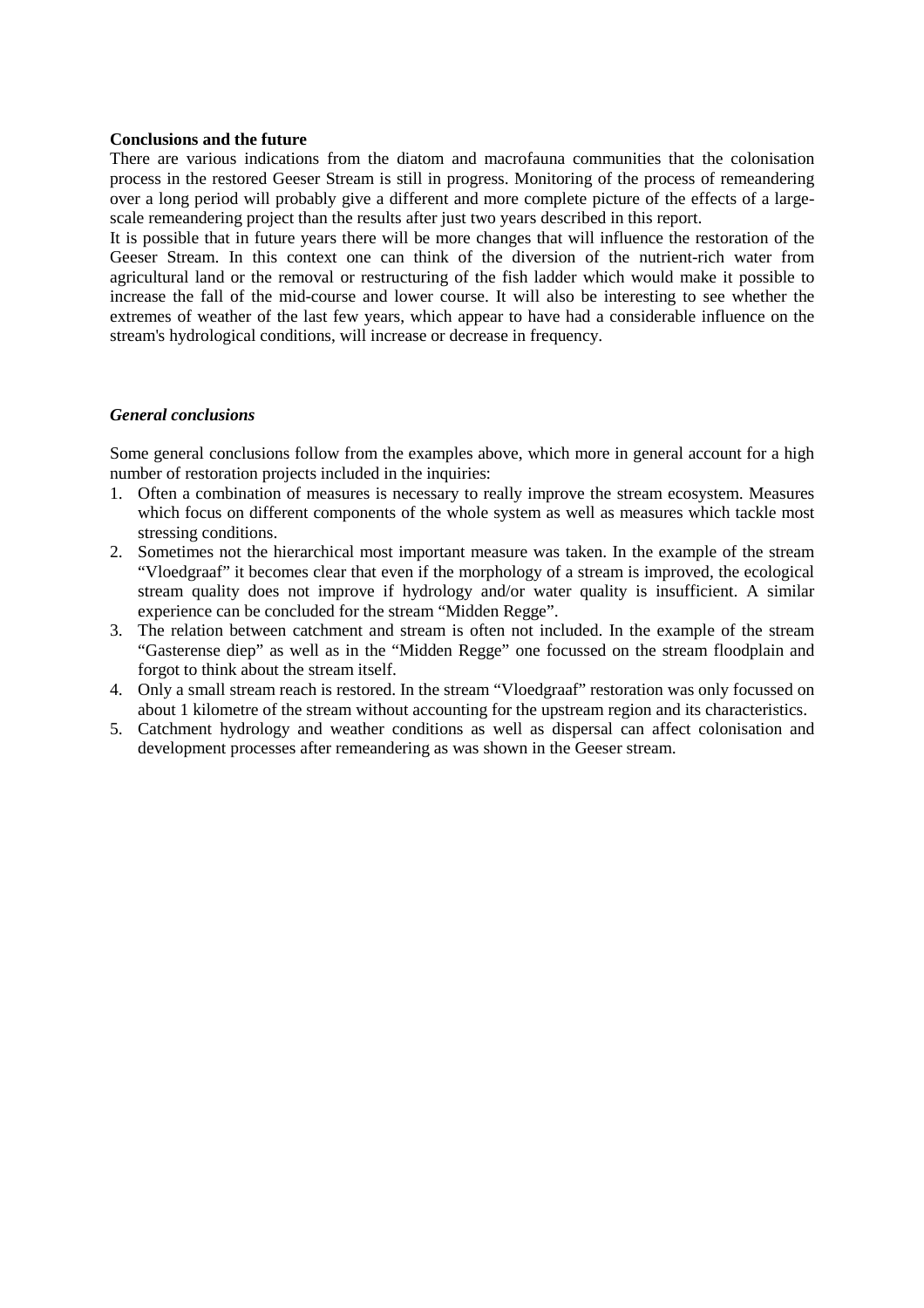**Conclusions and the future**

There are various indications from the diatom and macrofauna communities that the colonisation process in the restored Geeser Stream is still in progress. Monitoring of the process of remeandering over a long period will probably give a different and more complete picture of the effects of a large-scale remeandering project than the results after just two years described in this report.

It is possible that in future years there will be more changes that will influence the restoration of the Geeser Stream. In this context one can think of the diversion of the nutrient-rich water from agricultural land or the removal or restructuring of the fish ladder which would make it possible to increase the fall of the mid-course and lower course. It will also be interesting to see whether the extremes of weather of the last few years, which appear to have had a considerable influence on the stream's hydrological conditions, will increase or decrease in frequency.

***General conclusions***

Some general conclusions follow from the examples above, which more in general account for a high number of restoration projects included in the inquiries:

1. Often a combination of measures is necessary to really improve the stream ecosystem. Measures which focus on different components of the whole system as well as measures which tackle most stressing conditions.
2. Sometimes not the hierarchical most important measure was taken. In the example of the stream "Vloedgraaf" it becomes clear that even if the morphology of a stream is improved, the ecological stream quality does not improve if hydrology and/or water quality is insufficient. A similar experience can be concluded for the stream "Midden Regge".
3. The relation between catchment and stream is often not included. In the example of the stream "Gasterense diep" as well as in the "Midden Regge" one focussed on the stream floodplain and forgot to think about the stream itself.
4. Only a small stream reach is restored. In the stream "Vloedgraaf" restoration was only focussed on about 1 kilometre of the stream without accounting for the upstream region and its characteristics.
5. Catchment hydrology and weather conditions as well as dispersal can affect colonisation and development processes after remeandering as was shown in the Geeser stream.